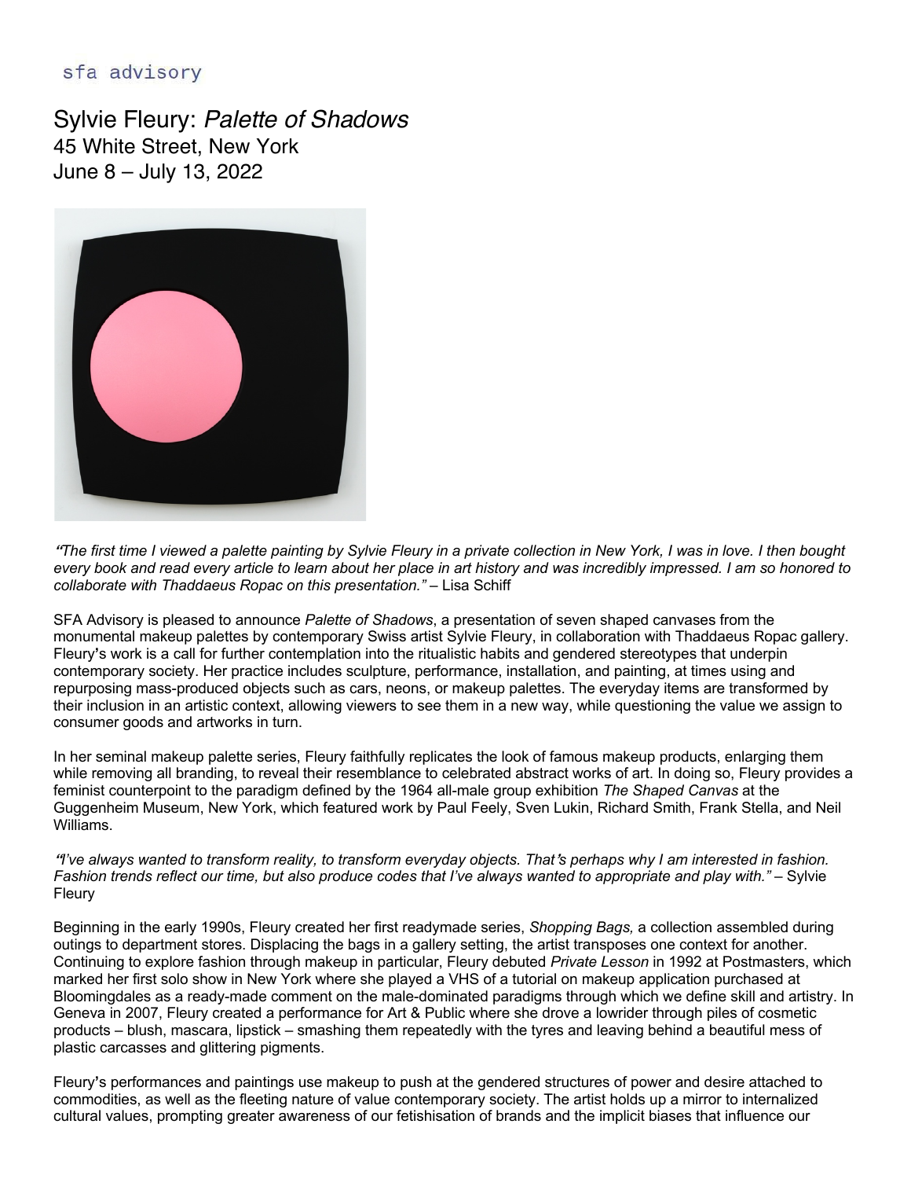sfa advisory

# Sylvie Fleury: *Palette of Shadows*

45 White Street, New York
June 8 – July 13, 2022

*"The first time I viewed a palette painting by Sylvie Fleury in a private collection in New York, I was in love. I then bought every book and read every article to learn about her place in art history and was incredibly impressed. I am so honored to collaborate with Thaddaeus Ropac on this presentation."* – Lisa Schiff

SFA Advisory is pleased to announce *Palette of Shadows*, a presentation of seven shaped canvases from the monumental makeup palettes by contemporary Swiss artist Sylvie Fleury, in collaboration with Thaddaeus Ropac gallery. Fleury's work is a call for further contemplation into the ritualistic habits and gendered stereotypes that underpin contemporary society. Her practice includes sculpture, performance, installation, and painting, at times using and repurposing mass-produced objects such as cars, neons, or makeup palettes. The everyday items are transformed by their inclusion in an artistic context, allowing viewers to see them in a new way, while questioning the value we assign to consumer goods and artworks in turn.

In her seminal makeup palette series, Fleury faithfully replicates the look of famous makeup products, enlarging them while removing all branding, to reveal their resemblance to celebrated abstract works of art. In doing so, Fleury provides a feminist counterpoint to the paradigm defined by the 1964 all-male group exhibition *The Shaped Canvas* at the Guggenheim Museum, New York, which featured work by Paul Feely, Sven Lukin, Richard Smith, Frank Stella, and Neil Williams.

*"I've always wanted to transform reality, to transform everyday objects. That's perhaps why I am interested in fashion. Fashion trends reflect our time, but also produce codes that I've always wanted to appropriate and play with."* – Sylvie Fleury

Beginning in the early 1990s, Fleury created her first readymade series, *Shopping Bags,* a collection assembled during outings to department stores. Displacing the bags in a gallery setting, the artist transposes one context for another. Continuing to explore fashion through makeup in particular, Fleury debuted *Private Lesson* in 1992 at Postmasters, which marked her first solo show in New York where she played a VHS of a tutorial on makeup application purchased at Bloomingdales as a ready-made comment on the male-dominated paradigms through which we define skill and artistry. In Geneva in 2007, Fleury created a performance for Art & Public where she drove a lowrider through piles of cosmetic products – blush, mascara, lipstick – smashing them repeatedly with the tyres and leaving behind a beautiful mess of plastic carcasses and glittering pigments.

Fleury's performances and paintings use makeup to push at the gendered structures of power and desire attached to commodities, as well as the fleeting nature of value contemporary society. The artist holds up a mirror to internalized cultural values, prompting greater awareness of our fetishisation of brands and the implicit biases that influence our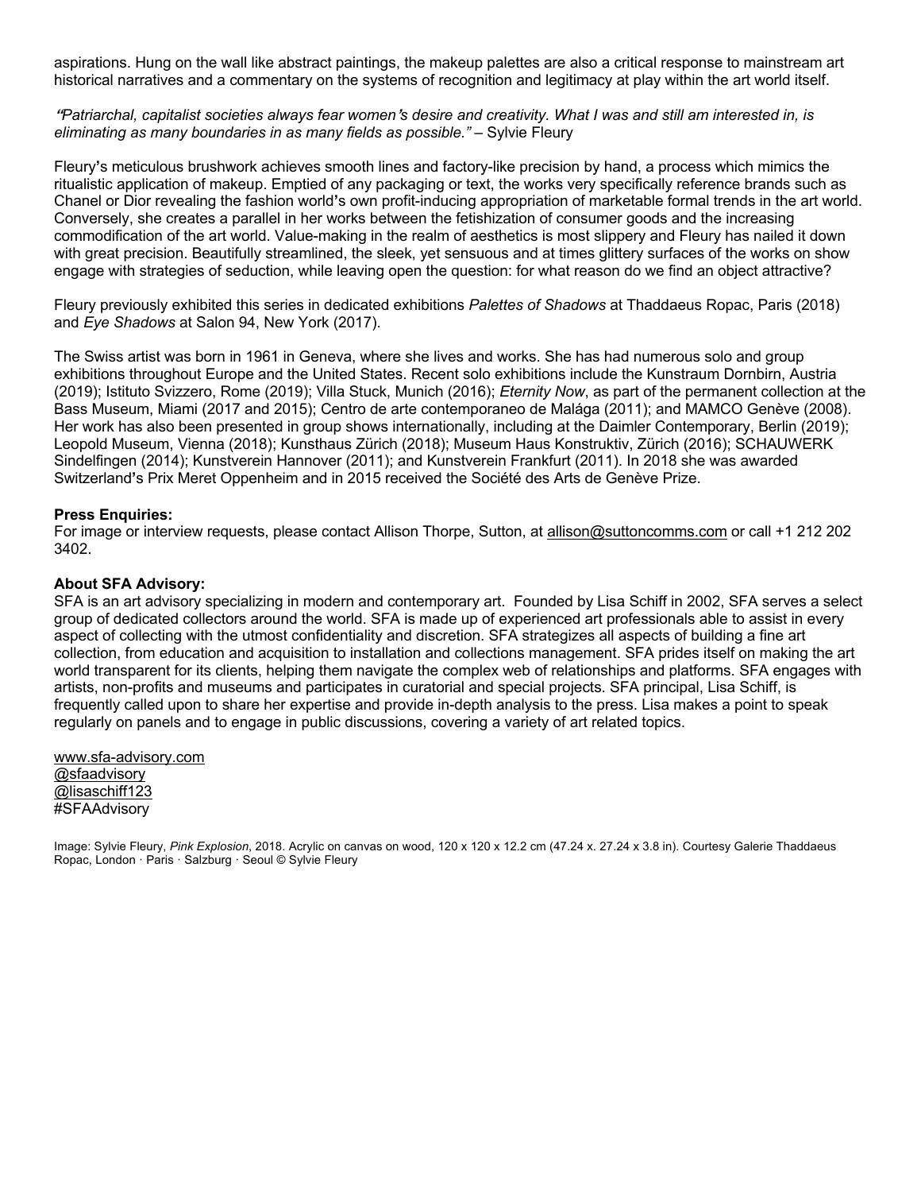aspirations. Hung on the wall like abstract paintings, the makeup palettes are also a critical response to mainstream art historical narratives and a commentary on the systems of recognition and legitimacy at play within the art world itself.

*"Patriarchal, capitalist societies always fear women's desire and creativity. What I was and still am interested in, is eliminating as many boundaries in as many fields as possible."* – Sylvie Fleury

Fleury's meticulous brushwork achieves smooth lines and factory-like precision by hand, a process which mimics the ritualistic application of makeup. Emptied of any packaging or text, the works very specifically reference brands such as Chanel or Dior revealing the fashion world's own profit-inducing appropriation of marketable formal trends in the art world. Conversely, she creates a parallel in her works between the fetishization of consumer goods and the increasing commodification of the art world. Value-making in the realm of aesthetics is most slippery and Fleury has nailed it down with great precision. Beautifully streamlined, the sleek, yet sensuous and at times glittery surfaces of the works on show engage with strategies of seduction, while leaving open the question: for what reason do we find an object attractive?

Fleury previously exhibited this series in dedicated exhibitions *Palettes of Shadows* at Thaddaeus Ropac, Paris (2018) and *Eye Shadows* at Salon 94, New York (2017).

The Swiss artist was born in 1961 in Geneva, where she lives and works. She has had numerous solo and group exhibitions throughout Europe and the United States. Recent solo exhibitions include the Kunstraum Dornbirn, Austria (2019); Istituto Svizzero, Rome (2019); Villa Stuck, Munich (2016); *Eternity Now*, as part of the permanent collection at the Bass Museum, Miami (2017 and 2015); Centro de arte contemporaneo de Malága (2011); and MAMCO Genève (2008). Her work has also been presented in group shows internationally, including at the Daimler Contemporary, Berlin (2019); Leopold Museum, Vienna (2018); Kunsthaus Zürich (2018); Museum Haus Konstruktiv, Zürich (2016); SCHAUWERK Sindelfingen (2014); Kunstverein Hannover (2011); and Kunstverein Frankfurt (2011). In 2018 she was awarded Switzerland's Prix Meret Oppenheim and in 2015 received the Société des Arts de Genève Prize.

**Press Enquiries:**
For image or interview requests, please contact Allison Thorpe, Sutton, at allison@suttoncomms.com or call +1 212 202 3402.

**About SFA Advisory:**
SFA is an art advisory specializing in modern and contemporary art. Founded by Lisa Schiff in 2002, SFA serves a select group of dedicated collectors around the world. SFA is made up of experienced art professionals able to assist in every aspect of collecting with the utmost confidentiality and discretion. SFA strategizes all aspects of building a fine art collection, from education and acquisition to installation and collections management. SFA prides itself on making the art world transparent for its clients, helping them navigate the complex web of relationships and platforms. SFA engages with artists, non-profits and museums and participates in curatorial and special projects. SFA principal, Lisa Schiff, is frequently called upon to share her expertise and provide in-depth analysis to the press. Lisa makes a point to speak regularly on panels and to engage in public discussions, covering a variety of art related topics.

www.sfa-advisory.com
@sfaadvisory
@lisaschiff123
#SFAAdvisory

Image: Sylvie Fleury, *Pink Explosion*, 2018. Acrylic on canvas on wood, 120 x 120 x 12.2 cm (47.24 x. 27.24 x 3.8 in). Courtesy Galerie Thaddaeus Ropac, London · Paris · Salzburg · Seoul © Sylvie Fleury